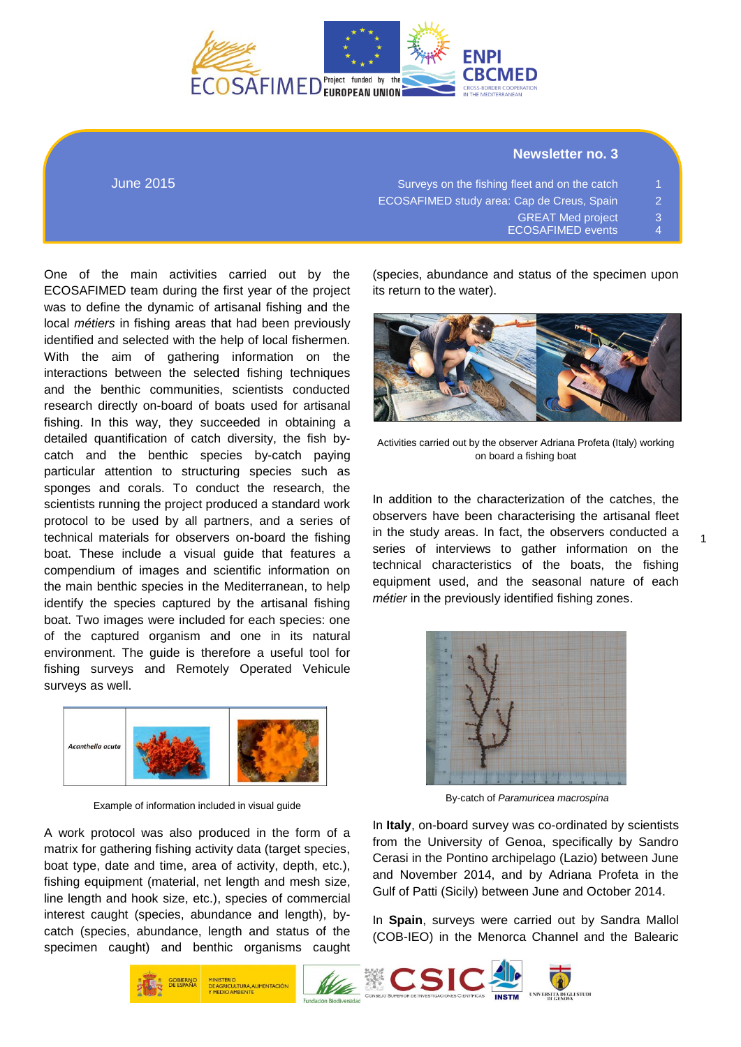ECOSAFIMED — Project funded by the EUROPEAN UNION — ENPI CBCMED CROSS-BORDER COOPERATION IN THE MEDITERRANEAN

## Newsletter no. 3

June 2015

| | |
|---|---|
| Surveys on the fishing fleet and on the catch | 1 |
| ECOSAFIMED study area: Cap de Creus, Spain | 2 |
| GREAT Med project | 3 |
| ECOSAFIMED events | 4 |

One of the main activities carried out by the ECOSAFIMED team during the first year of the project was to define the dynamic of artisanal fishing and the local *métiers* in fishing areas that had been previously identified and selected with the help of local fishermen. With the aim of gathering information on the interactions between the selected fishing techniques and the benthic communities, scientists conducted research directly on-board of boats used for artisanal fishing. In this way, they succeeded in obtaining a detailed quantification of catch diversity, the fish by-catch and the benthic species by-catch paying particular attention to structuring species such as sponges and corals. To conduct the research, the scientists running the project produced a standard work protocol to be used by all partners, and a series of technical materials for observers on-board the fishing boat. These include a visual guide that features a compendium of images and scientific information on the main benthic species in the Mediterranean, to help identify the species captured by the artisanal fishing boat. Two images were included for each species: one of the captured organism and one in its natural environment. The guide is therefore a useful tool for fishing surveys and Remotely Operated Vehicule surveys as well.

*Acanthella acuta*

Example of information included in visual guide

A work protocol was also produced in the form of a matrix for gathering fishing activity data (target species, boat type, date and time, area of activity, depth, etc.), fishing equipment (material, net length and mesh size, line length and hook size, etc.), species of commercial interest caught (species, abundance and length), by-catch (species, abundance, length and status of the specimen caught) and benthic organisms caught (species, abundance and status of the specimen upon its return to the water).

Activities carried out by the observer Adriana Profeta (Italy) working on board a fishing boat

In addition to the characterization of the catches, the observers have been characterising the artisanal fleet in the study areas. In fact, the observers conducted a series of interviews to gather information on the technical characteristics of the boats, the fishing equipment used, and the seasonal nature of each *métier* in the previously identified fishing zones.

By-catch of *Paramuricea macrospina*

In **Italy**, on-board survey was co-ordinated by scientists from the University of Genoa, specifically by Sandro Cerasi in the Pontino archipelago (Lazio) between June and November 2014, and by Adriana Profeta in the Gulf of Patti (Sicily) between June and October 2014.

In **Spain**, surveys were carried out by Sandra Mallol (COB-IEO) in the Menorca Channel and the Balearic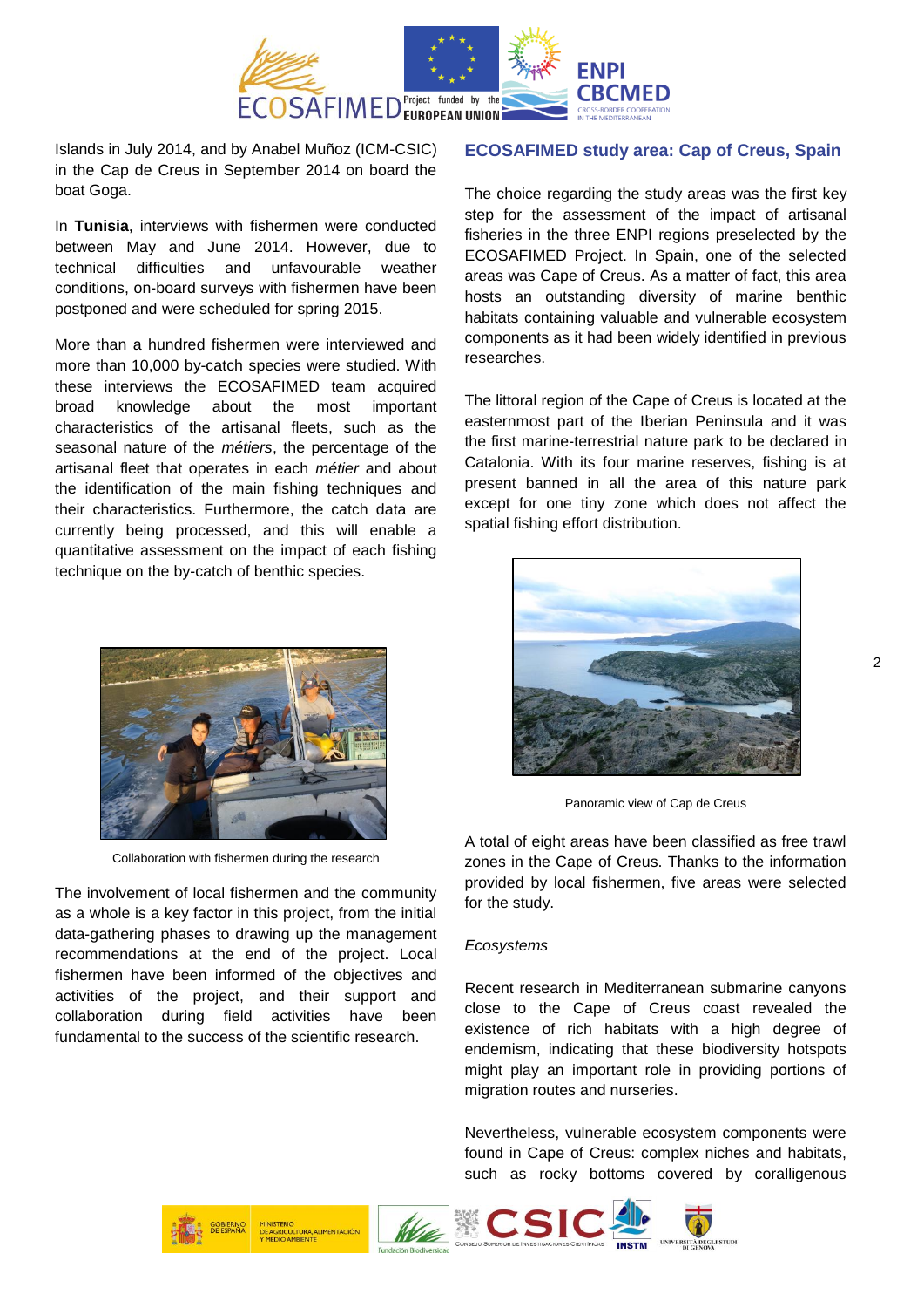Islands in July 2014, and by Anabel Muñoz (ICM-CSIC) in the Cap de Creus in September 2014 on board the boat Goga.

In **Tunisia**, interviews with fishermen were conducted between May and June 2014. However, due to technical difficulties and unfavourable weather conditions, on-board surveys with fishermen have been postponed and were scheduled for spring 2015.

More than a hundred fishermen were interviewed and more than 10,000 by-catch species were studied. With these interviews the ECOSAFIMED team acquired broad knowledge about the most important characteristics of the artisanal fleets, such as the seasonal nature of the *métiers*, the percentage of the artisanal fleet that operates in each *métier* and about the identification of the main fishing techniques and their characteristics. Furthermore, the catch data are currently being processed, and this will enable a quantitative assessment on the impact of each fishing technique on the by-catch of benthic species.

Collaboration with fishermen during the research

The involvement of local fishermen and the community as a whole is a key factor in this project, from the initial data-gathering phases to drawing up the management recommendations at the end of the project. Local fishermen have been informed of the objectives and activities of the project, and their support and collaboration during field activities have been fundamental to the success of the scientific research.

## ECOSAFIMED study area: Cap of Creus, Spain

The choice regarding the study areas was the first key step for the assessment of the impact of artisanal fisheries in the three ENPI regions preselected by the ECOSAFIMED Project. In Spain, one of the selected areas was Cape of Creus. As a matter of fact, this area hosts an outstanding diversity of marine benthic habitats containing valuable and vulnerable ecosystem components as it had been widely identified in previous researches.

The littoral region of the Cape of Creus is located at the easternmost part of the Iberian Peninsula and it was the first marine-terrestrial nature park to be declared in Catalonia. With its four marine reserves, fishing is at present banned in all the area of this nature park except for one tiny zone which does not affect the spatial fishing effort distribution.

Panoramic view of Cap de Creus

A total of eight areas have been classified as free trawl zones in the Cape of Creus. Thanks to the information provided by local fishermen, five areas were selected for the study.

*Ecosystems*

Recent research in Mediterranean submarine canyons close to the Cape of Creus coast revealed the existence of rich habitats with a high degree of endemism, indicating that these biodiversity hotspots might play an important role in providing portions of migration routes and nurseries.

Nevertheless, vulnerable ecosystem components were found in Cape of Creus: complex niches and habitats, such as rocky bottoms covered by coralligenous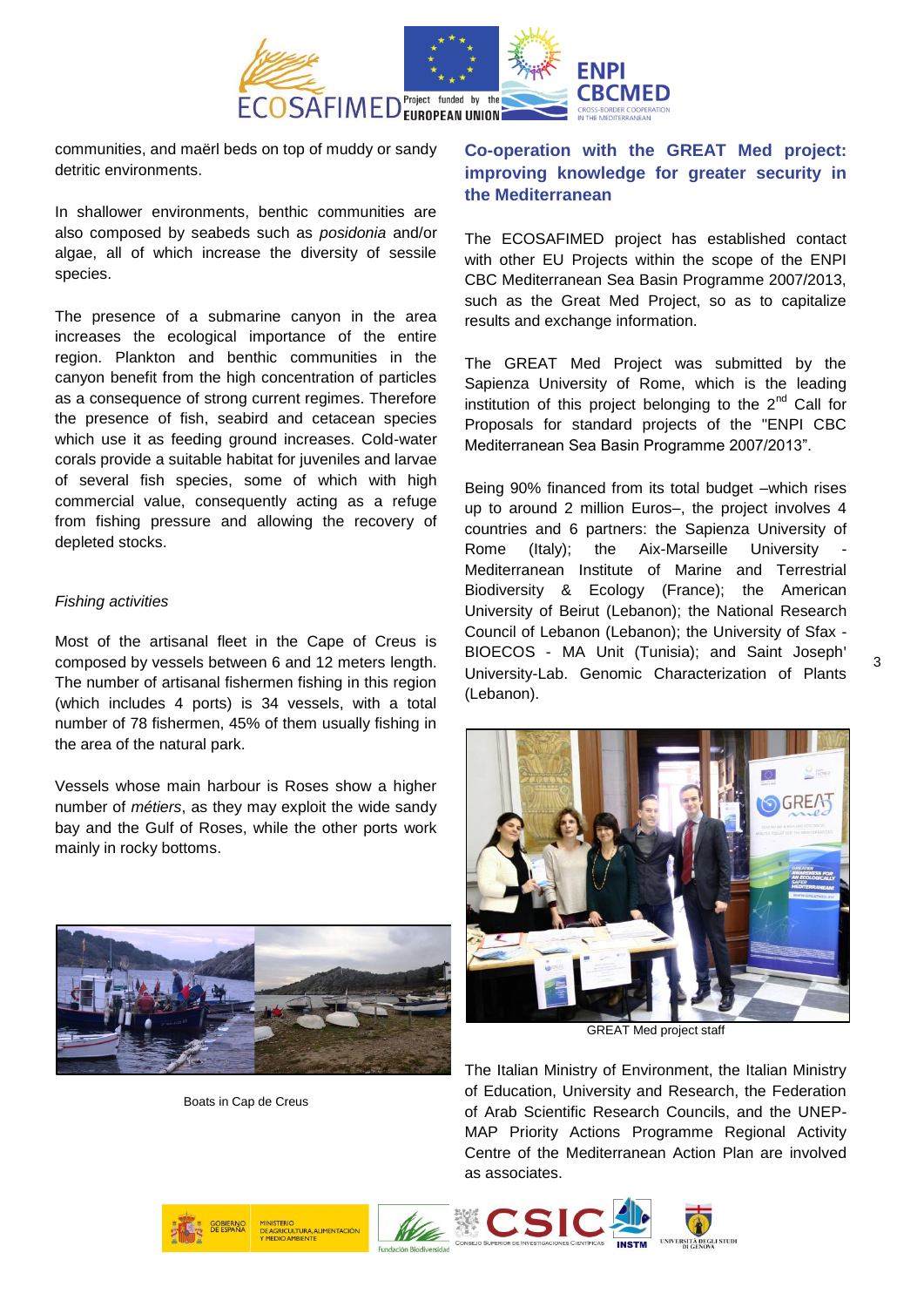communities, and maërl beds on top of muddy or sandy detritic environments.

In shallower environments, benthic communities are also composed by seabeds such as *posidonia* and/or algae, all of which increase the diversity of sessile species.

The presence of a submarine canyon in the area increases the ecological importance of the entire region. Plankton and benthic communities in the canyon benefit from the high concentration of particles as a consequence of strong current regimes. Therefore the presence of fish, seabird and cetacean species which use it as feeding ground increases. Cold-water corals provide a suitable habitat for juveniles and larvae of several fish species, some of which with high commercial value, consequently acting as a refuge from fishing pressure and allowing the recovery of depleted stocks.

*Fishing activities*

Most of the artisanal fleet in the Cape of Creus is composed by vessels between 6 and 12 meters length. The number of artisanal fishermen fishing in this region (which includes 4 ports) is 34 vessels, with a total number of 78 fishermen, 45% of them usually fishing in the area of the natural park.

Vessels whose main harbour is Roses show a higher number of *métiers*, as they may exploit the wide sandy bay and the Gulf of Roses, while the other ports work mainly in rocky bottoms.

Boats in Cap de Creus

## Co-operation with the GREAT Med project: improving knowledge for greater security in the Mediterranean

The ECOSAFIMED project has established contact with other EU Projects within the scope of the ENPI CBC Mediterranean Sea Basin Programme 2007/2013, such as the Great Med Project, so as to capitalize results and exchange information.

The GREAT Med Project was submitted by the Sapienza University of Rome, which is the leading institution of this project belonging to the 2nd Call for Proposals for standard projects of the "ENPI CBC Mediterranean Sea Basin Programme 2007/2013".

Being 90% financed from its total budget –which rises up to around 2 million Euros–, the project involves 4 countries and 6 partners: the Sapienza University of Rome (Italy); the Aix-Marseille University - Mediterranean Institute of Marine and Terrestrial Biodiversity & Ecology (France); the American University of Beirut (Lebanon); the National Research Council of Lebanon (Lebanon); the University of Sfax - BIOECOS - MA Unit (Tunisia); and Saint Joseph' University-Lab. Genomic Characterization of Plants (Lebanon).

GREAT Med project staff

The Italian Ministry of Environment, the Italian Ministry of Education, University and Research, the Federation of Arab Scientific Research Councils, and the UNEP-MAP Priority Actions Programme Regional Activity Centre of the Mediterranean Action Plan are involved as associates.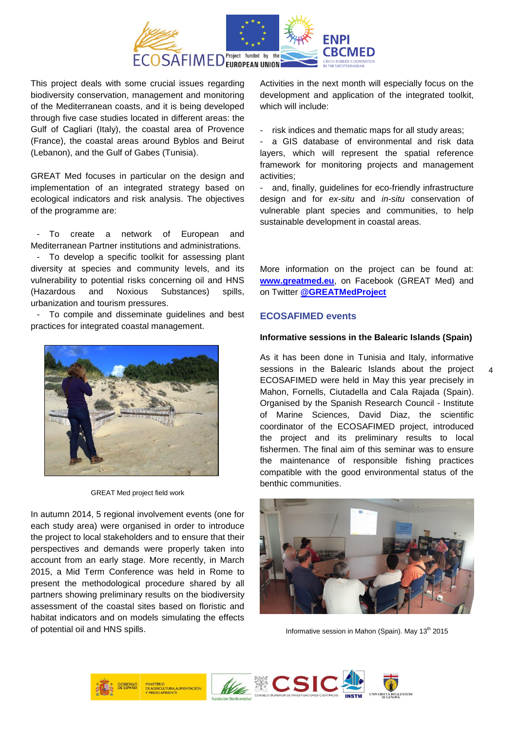This project deals with some crucial issues regarding biodiversity conservation, management and monitoring of the Mediterranean coasts, and it is being developed through five case studies located in different areas: the Gulf of Cagliari (Italy), the coastal area of Provence (France), the coastal areas around Byblos and Beirut (Lebanon), and the Gulf of Gabes (Tunisia).

GREAT Med focuses in particular on the design and implementation of an integrated strategy based on ecological indicators and risk analysis. The objectives of the programme are:

- To create a network of European and Mediterranean Partner institutions and administrations.
- To develop a specific toolkit for assessing plant diversity at species and community levels, and its vulnerability to potential risks concerning oil and HNS (Hazardous and Noxious Substances) spills, urbanization and tourism pressures.
- To compile and disseminate guidelines and best practices for integrated coastal management.

GREAT Med project field work

In autumn 2014, 5 regional involvement events (one for each study area) were organised in order to introduce the project to local stakeholders and to ensure that their perspectives and demands were properly taken into account from an early stage. More recently, in March 2015, a Mid Term Conference was held in Rome to present the methodological procedure shared by all partners showing preliminary results on the biodiversity assessment of the coastal sites based on floristic and habitat indicators and on models simulating the effects of potential oil and HNS spills.

Activities in the next month will especially focus on the development and application of the integrated toolkit, which will include:

- risk indices and thematic maps for all study areas;
- a GIS database of environmental and risk data layers, which will represent the spatial reference framework for monitoring projects and management activities;
- and, finally, guidelines for eco-friendly infrastructure design and for *ex-situ* and *in-situ* conservation of vulnerable plant species and communities, to help sustainable development in coastal areas.

More information on the project can be found at: **www.greatmed.eu**, on Facebook (GREAT Med) and on Twitter **@GREATMedProject**

## ECOSAFIMED events

### Informative sessions in the Balearic Islands (Spain)

As it has been done in Tunisia and Italy, informative sessions in the Balearic Islands about the project ECOSAFIMED were held in May this year precisely in Mahon, Fornells, Ciutadella and Cala Rajada (Spain). Organised by the Spanish Research Council - Institute of Marine Sciences, David Diaz, the scientific coordinator of the ECOSAFIMED project, introduced the project and its preliminary results to local fishermen. The final aim of this seminar was to ensure the maintenance of responsible fishing practices compatible with the good environmental status of the benthic communities.

Informative session in Mahon (Spain). May 13th 2015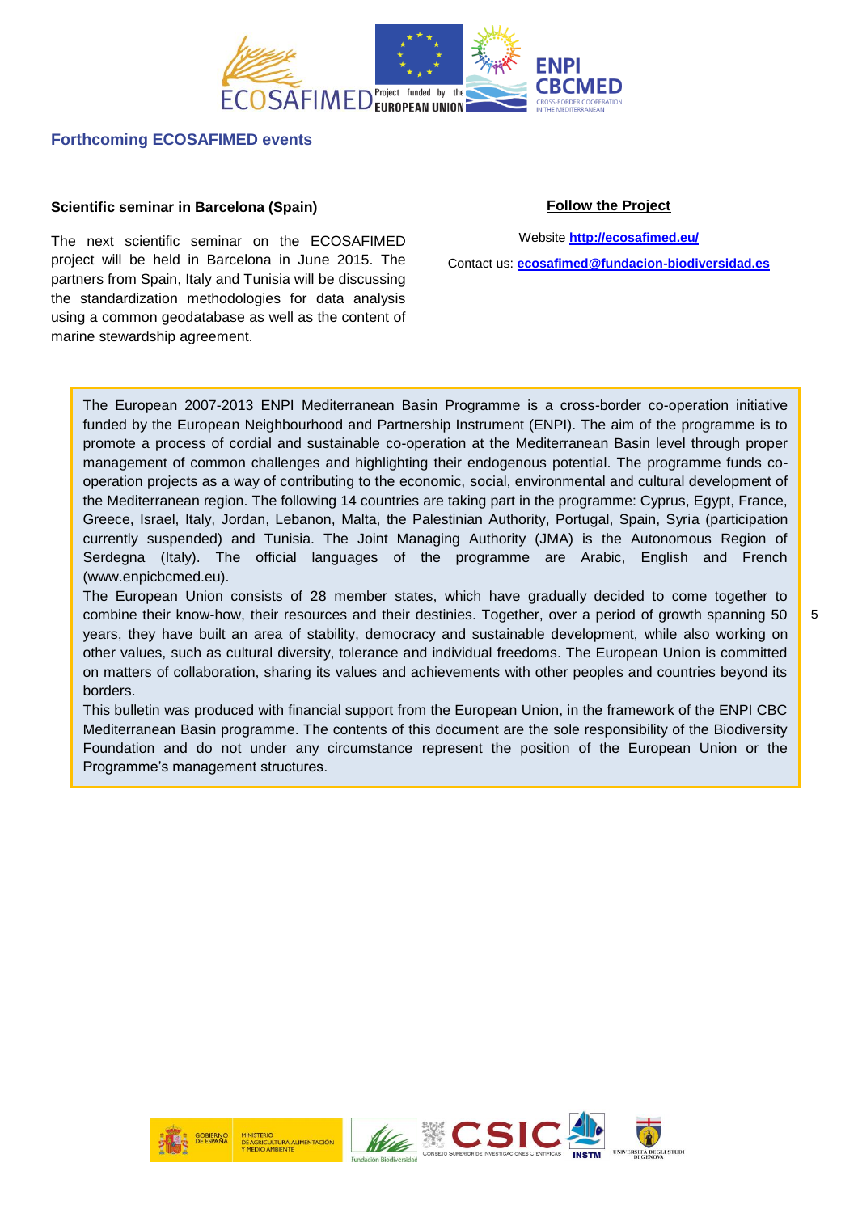## Forthcoming ECOSAFIMED events

### Scientific seminar in Barcelona (Spain)

The next scientific seminar on the ECOSAFIMED project will be held in Barcelona in June 2015. The partners from Spain, Italy and Tunisia will be discussing the standardization methodologies for data analysis using a common geodatabase as well as the content of marine stewardship agreement.

### Follow the Project

Website **http://ecosafimed.eu/**

Contact us: **ecosafimed@fundacion-biodiversidad.es**

The European 2007-2013 ENPI Mediterranean Basin Programme is a cross-border co-operation initiative funded by the European Neighbourhood and Partnership Instrument (ENPI). The aim of the programme is to promote a process of cordial and sustainable co-operation at the Mediterranean Basin level through proper management of common challenges and highlighting their endogenous potential. The programme funds co-operation projects as a way of contributing to the economic, social, environmental and cultural development of the Mediterranean region. The following 14 countries are taking part in the programme: Cyprus, Egypt, France, Greece, Israel, Italy, Jordan, Lebanon, Malta, the Palestinian Authority, Portugal, Spain, Syria (participation currently suspended) and Tunisia. The Joint Managing Authority (JMA) is the Autonomous Region of Serdegna (Italy). The official languages of the programme are Arabic, English and French (www.enpicbcmed.eu).

The European Union consists of 28 member states, which have gradually decided to come together to combine their know-how, their resources and their destinies. Together, over a period of growth spanning 50 years, they have built an area of stability, democracy and sustainable development, while also working on other values, such as cultural diversity, tolerance and individual freedoms. The European Union is committed on matters of collaboration, sharing its values and achievements with other peoples and countries beyond its borders.

This bulletin was produced with financial support from the European Union, in the framework of the ENPI CBC Mediterranean Basin programme. The contents of this document are the sole responsibility of the Biodiversity Foundation and do not under any circumstance represent the position of the European Union or the Programme's management structures.